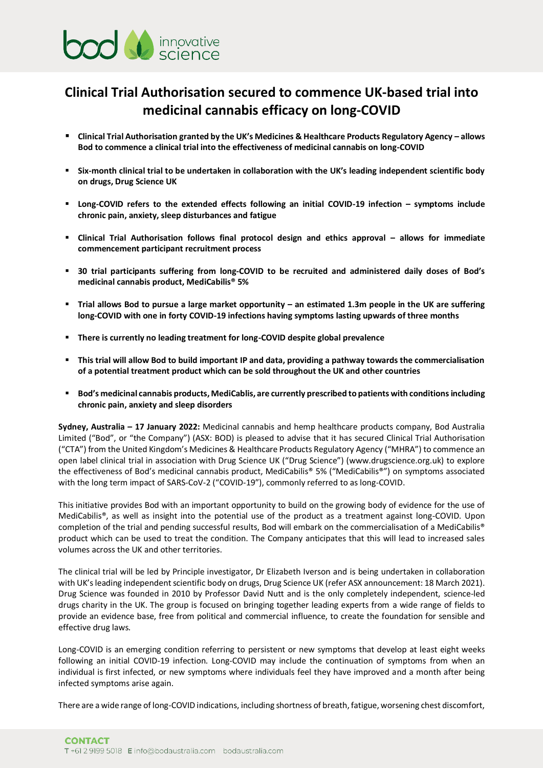# Clinical Trial Authorisation secured to commence UK-based trial into medicinal cannabis efficacy on long-COVID

- **Clinical Trial Authorisation granted by the UK's Medicines & Healthcare Products Regulatory Agency – allows Bod to commence a clinical trial into the effectiveness of medicinal cannabis on long-COVID**
- **Six-month clinical trial to be undertaken in collaboration with the UK's leading independent scientific body on drugs, Drug Science UK**
- **Long-COVID refers to the extended effects following an initial COVID-19 infection – symptoms include chronic pain, anxiety, sleep disturbances and fatigue**
- **Clinical Trial Authorisation follows final protocol design and ethics approval – allows for immediate commencement participant recruitment process**
- **30 trial participants suffering from long-COVID to be recruited and administered daily doses of Bod's medicinal cannabis product, MediCabilis® 5%**
- **Trial allows Bod to pursue a large market opportunity – an estimated 1.3m people in the UK are suffering long-COVID with one in forty COVID-19 infections having symptoms lasting upwards of three months**
- **There is currently no leading treatment for long-COVID despite global prevalence**
- **This trial will allow Bod to build important IP and data, providing a pathway towards the commercialisation of a potential treatment product which can be sold throughout the UK and other countries**
- **Bod's medicinal cannabis products, MediCablis, are currently prescribed to patients with conditions including chronic pain, anxiety and sleep disorders**

**Sydney, Australia – 17 January 2022:** Medicinal cannabis and hemp healthcare products company, Bod Australia Limited ("Bod", or "the Company") (ASX: BOD) is pleased to advise that it has secured Clinical Trial Authorisation ("CTA") from the United Kingdom's Medicines & Healthcare Products Regulatory Agency ("MHRA") to commence an open label clinical trial in association with Drug Science UK ("Drug Science") (www.drugscience.org.uk) to explore the effectiveness of Bod's medicinal cannabis product, MediCabilis® 5% ("MediCabilis®") on symptoms associated with the long term impact of SARS-CoV-2 ("COVID-19"), commonly referred to as long-COVID.

This initiative provides Bod with an important opportunity to build on the growing body of evidence for the use of MediCabilis®, as well as insight into the potential use of the product as a treatment against long-COVID. Upon completion of the trial and pending successful results, Bod will embark on the commercialisation of a MediCabilis® product which can be used to treat the condition. The Company anticipates that this will lead to increased sales volumes across the UK and other territories.

The clinical trial will be led by Principle investigator, Dr Elizabeth Iverson and is being undertaken in collaboration with UK's leading independent scientific body on drugs, Drug Science UK (refer ASX announcement: 18 March 2021). Drug Science was founded in 2010 by Professor David Nutt and is the only completely independent, science-led drugs charity in the UK. The group is focused on bringing together leading experts from a wide range of fields to provide an evidence base, free from political and commercial influence, to create the foundation for sensible and effective drug laws.

Long-COVID is an emerging condition referring to persistent or new symptoms that develop at least eight weeks following an initial COVID-19 infection. Long-COVID may include the continuation of symptoms from when an individual is first infected, or new symptoms where individuals feel they have improved and a month after being infected symptoms arise again.

There are a wide range of long-COVID indications, including shortness of breath, fatigue, worsening chest discomfort,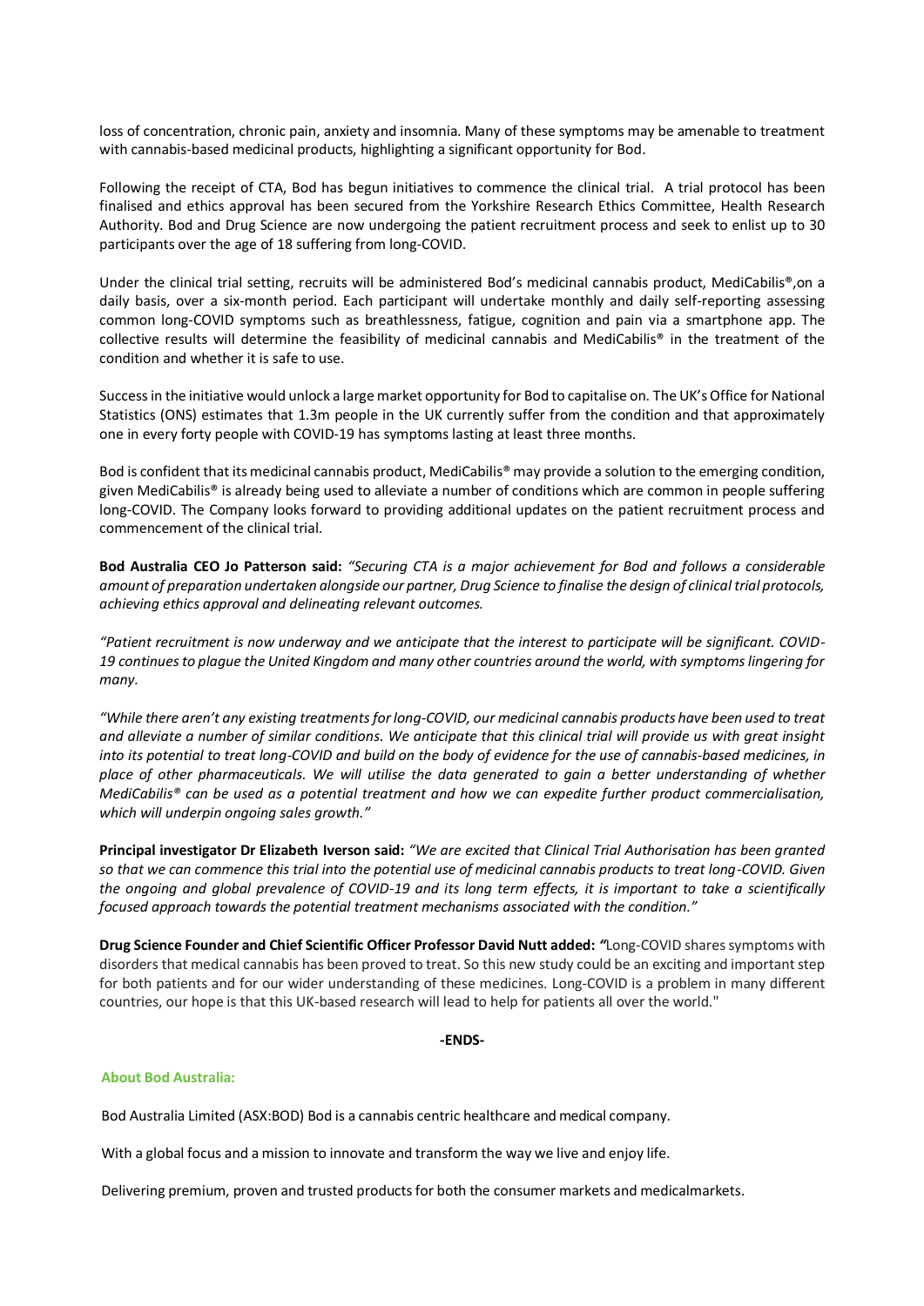loss of concentration, chronic pain, anxiety and insomnia. Many of these symptoms may be amenable to treatment with cannabis-based medicinal products, highlighting a significant opportunity for Bod.

Following the receipt of CTA, Bod has begun initiatives to commence the clinical trial. A trial protocol has been finalised and ethics approval has been secured from the Yorkshire Research Ethics Committee, Health Research Authority. Bod and Drug Science are now undergoing the patient recruitment process and seek to enlist up to 30 participants over the age of 18 suffering from long-COVID.

Under the clinical trial setting, recruits will be administered Bod's medicinal cannabis product, MediCabilis®,on a daily basis, over a six-month period. Each participant will undertake monthly and daily self-reporting assessing common long-COVID symptoms such as breathlessness, fatigue, cognition and pain via a smartphone app. The collective results will determine the feasibility of medicinal cannabis and MediCabilis® in the treatment of the condition and whether it is safe to use.

Success in the initiative would unlock a large market opportunity for Bod to capitalise on. The UK's Office for National Statistics (ONS) estimates that 1.3m people in the UK currently suffer from the condition and that approximately one in every forty people with COVID-19 has symptoms lasting at least three months.

Bod is confident that its medicinal cannabis product, MediCabilis® may provide a solution to the emerging condition, given MediCabilis® is already being used to alleviate a number of conditions which are common in people suffering long-COVID. The Company looks forward to providing additional updates on the patient recruitment process and commencement of the clinical trial.

**Bod Australia CEO Jo Patterson said:** *"Securing CTA is a major achievement for Bod and follows a considerable amount of preparation undertaken alongside our partner, Drug Science to finalise the design of clinical trial protocols, achieving ethics approval and delineating relevant outcomes.*

*"Patient recruitment is now underway and we anticipate that the interest to participate will be significant. COVID-19 continues to plague the United Kingdom and many other countries around the world, with symptoms lingering for many.*

*"While there aren't any existing treatments for long-COVID, our medicinal cannabis products have been used to treat and alleviate a number of similar conditions. We anticipate that this clinical trial will provide us with great insight into its potential to treat long-COVID and build on the body of evidence for the use of cannabis-based medicines, in place of other pharmaceuticals. We will utilise the data generated to gain a better understanding of whether MediCabilis® can be used as a potential treatment and how we can expedite further product commercialisation, which will underpin ongoing sales growth."*

**Principal investigator Dr Elizabeth Iverson said:** *"We are excited that Clinical Trial Authorisation has been granted so that we can commence this trial into the potential use of medicinal cannabis products to treat long-COVID. Given the ongoing and global prevalence of COVID-19 and its long term effects, it is important to take a scientifically focused approach towards the potential treatment mechanisms associated with the condition."*

**Drug Science Founder and Chief Scientific Officer Professor David Nutt added:** *"*Long-COVID shares symptoms with disorders that medical cannabis has been proved to treat. So this new study could be an exciting and important step for both patients and for our wider understanding of these medicines. Long-COVID is a problem in many different countries, our hope is that this UK-based research will lead to help for patients all over the world."

**-ENDS-**

**About Bod Australia:**

Bod Australia Limited (ASX:BOD) Bod is a cannabis centric healthcare and medical company.

With a global focus and a mission to innovate and transform the way we live and enjoy life.

Delivering premium, proven and trusted products for both the consumer markets and medicalmarkets.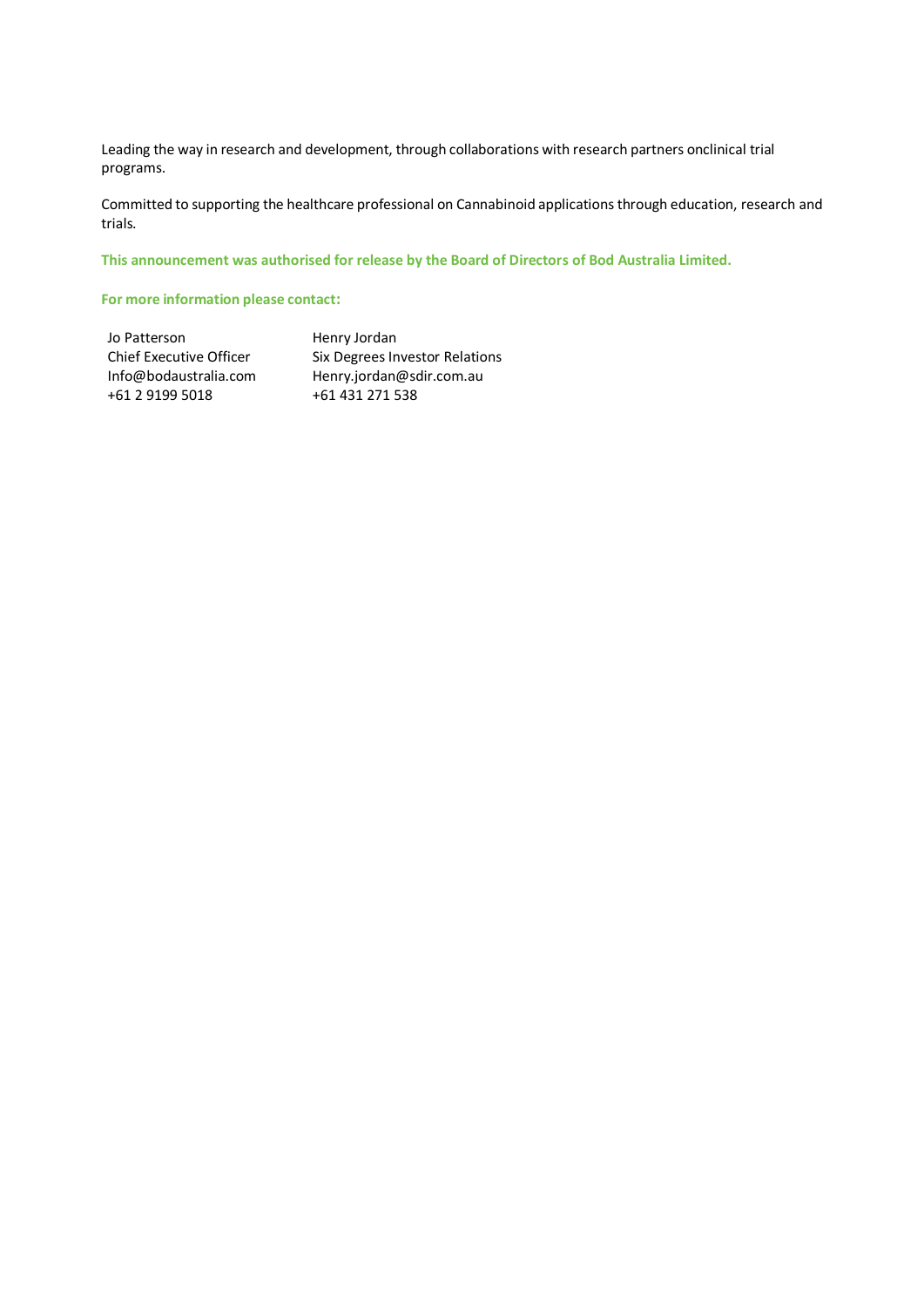Leading the way in research and development, through collaborations with research partners onclinical trial programs.

Committed to supporting the healthcare professional on Cannabinoid applications through education, research and trials.

**This announcement was authorised for release by the Board of Directors of Bod Australia Limited.**

**For more information please contact:**

| | |
|---|---|
| Jo Patterson | Henry Jordan |
| Chief Executive Officer | Six Degrees Investor Relations |
| Info@bodaustralia.com | Henry.jordan@sdir.com.au |
| +61 2 9199 5018 | +61 431 271 538 |